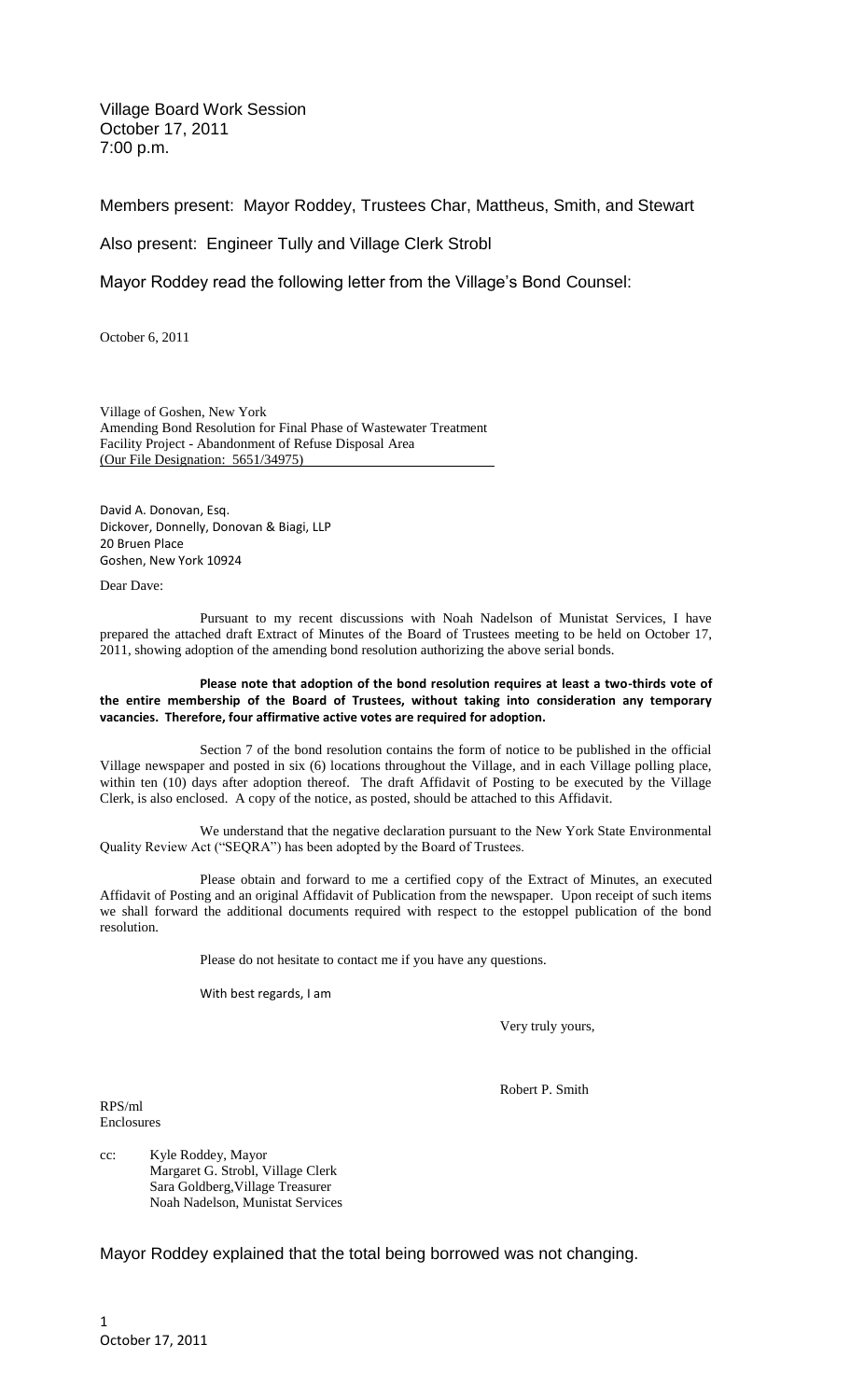Village Board Work Session
October 17, 2011
7:00 p.m.

Members present: Mayor Roddey, Trustees Char, Mattheus, Smith, and Stewart

Also present: Engineer Tully and Village Clerk Strobl

Mayor Roddey read the following letter from the Village's Bond Counsel:

October 6, 2011

Village of Goshen, New York
Amending Bond Resolution for Final Phase of Wastewater Treatment Facility Project - Abandonment of Refuse Disposal Area
(Our File Designation: 5651/34975)

David A. Donovan, Esq.
Dickover, Donnelly, Donovan & Biagi, LLP
20 Bruen Place
Goshen, New York 10924

Dear Dave:

Pursuant to my recent discussions with Noah Nadelson of Munistat Services, I have prepared the attached draft Extract of Minutes of the Board of Trustees meeting to be held on October 17, 2011, showing adoption of the amending bond resolution authorizing the above serial bonds.

**Please note that adoption of the bond resolution requires at least a two-thirds vote of the entire membership of the Board of Trustees, without taking into consideration any temporary vacancies. Therefore, four affirmative active votes are required for adoption.**

Section 7 of the bond resolution contains the form of notice to be published in the official Village newspaper and posted in six (6) locations throughout the Village, and in each Village polling place, within ten (10) days after adoption thereof. The draft Affidavit of Posting to be executed by the Village Clerk, is also enclosed. A copy of the notice, as posted, should be attached to this Affidavit.

We understand that the negative declaration pursuant to the New York State Environmental Quality Review Act ("SEQRA") has been adopted by the Board of Trustees.

Please obtain and forward to me a certified copy of the Extract of Minutes, an executed Affidavit of Posting and an original Affidavit of Publication from the newspaper. Upon receipt of such items we shall forward the additional documents required with respect to the estoppel publication of the bond resolution.

Please do not hesitate to contact me if you have any questions.

With best regards, I am

Very truly yours,

Robert P. Smith

RPS/ml
Enclosures

cc: Kyle Roddey, Mayor
Margaret G. Strobl, Village Clerk
Sara Goldberg, Village Treasurer
Noah Nadelson, Munistat Services

Mayor Roddey explained that the total being borrowed was not changing.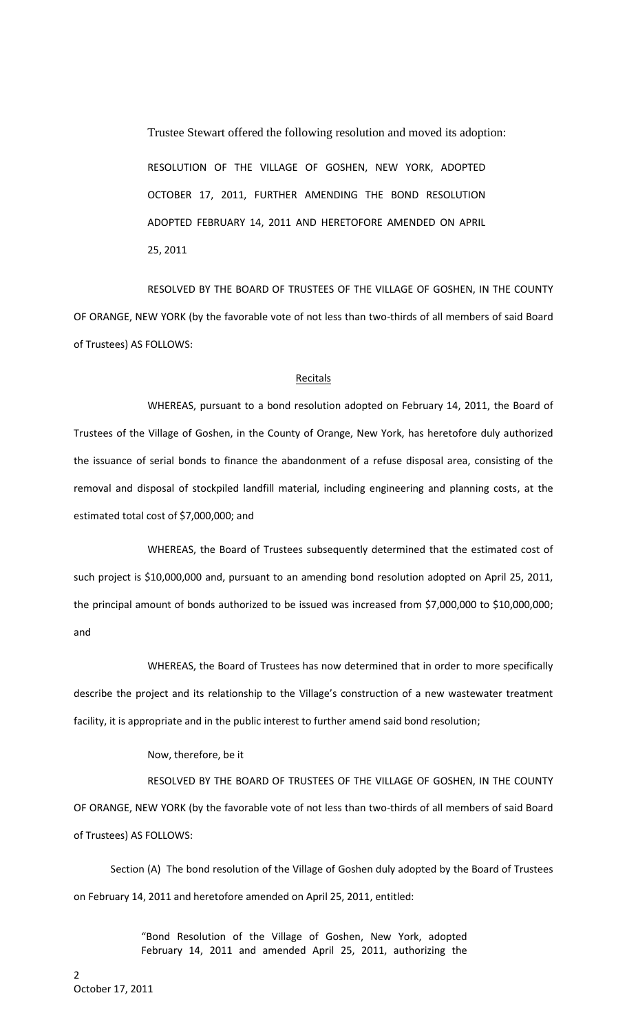Trustee Stewart offered the following resolution and moved its adoption:

RESOLUTION OF THE VILLAGE OF GOSHEN, NEW YORK, ADOPTED OCTOBER 17, 2011, FURTHER AMENDING THE BOND RESOLUTION ADOPTED FEBRUARY 14, 2011 AND HERETOFORE AMENDED ON APRIL 25, 2011

RESOLVED BY THE BOARD OF TRUSTEES OF THE VILLAGE OF GOSHEN, IN THE COUNTY OF ORANGE, NEW YORK (by the favorable vote of not less than two-thirds of all members of said Board of Trustees) AS FOLLOWS:

Recitals

WHEREAS, pursuant to a bond resolution adopted on February 14, 2011, the Board of Trustees of the Village of Goshen, in the County of Orange, New York, has heretofore duly authorized the issuance of serial bonds to finance the abandonment of a refuse disposal area, consisting of the removal and disposal of stockpiled landfill material, including engineering and planning costs, at the estimated total cost of $7,000,000; and

WHEREAS, the Board of Trustees subsequently determined that the estimated cost of such project is $10,000,000 and, pursuant to an amending bond resolution adopted on April 25, 2011, the principal amount of bonds authorized to be issued was increased from $7,000,000 to $10,000,000; and

WHEREAS, the Board of Trustees has now determined that in order to more specifically describe the project and its relationship to the Village's construction of a new wastewater treatment facility, it is appropriate and in the public interest to further amend said bond resolution;

Now, therefore, be it

RESOLVED BY THE BOARD OF TRUSTEES OF THE VILLAGE OF GOSHEN, IN THE COUNTY OF ORANGE, NEW YORK (by the favorable vote of not less than two-thirds of all members of said Board of Trustees) AS FOLLOWS:

Section (A) The bond resolution of the Village of Goshen duly adopted by the Board of Trustees on February 14, 2011 and heretofore amended on April 25, 2011, entitled:

"Bond Resolution of the Village of Goshen, New York, adopted February 14, 2011 and amended April 25, 2011, authorizing the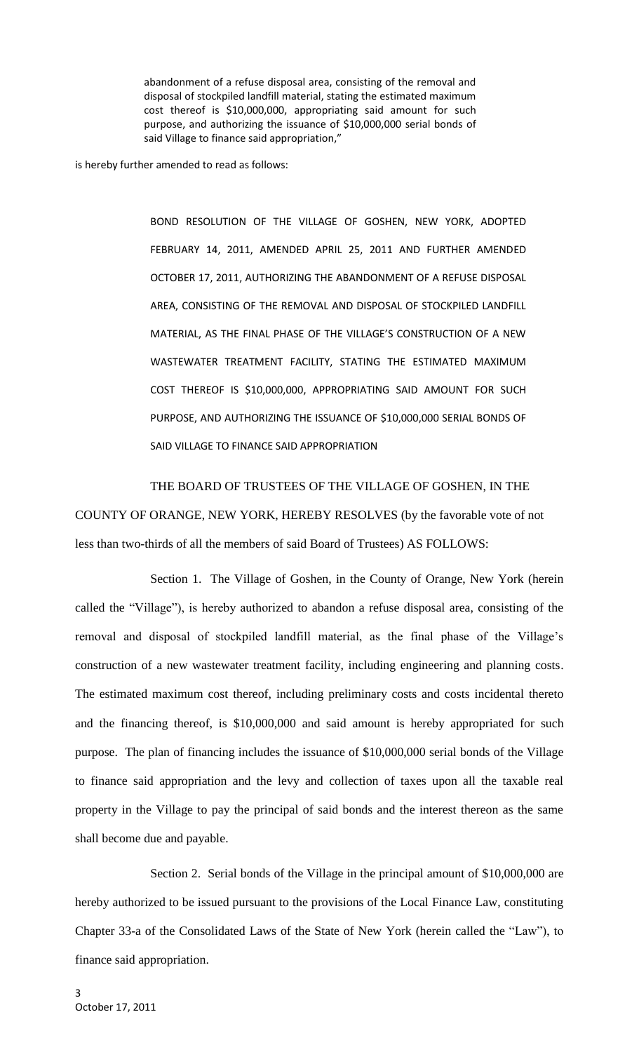> abandonment of a refuse disposal area, consisting of the removal and disposal of stockpiled landfill material, stating the estimated maximum cost thereof is $10,000,000, appropriating said amount for such purpose, and authorizing the issuance of $10,000,000 serial bonds of said Village to finance said appropriation,"

is hereby further amended to read as follows:

> BOND RESOLUTION OF THE VILLAGE OF GOSHEN, NEW YORK, ADOPTED FEBRUARY 14, 2011, AMENDED APRIL 25, 2011 AND FURTHER AMENDED OCTOBER 17, 2011, AUTHORIZING THE ABANDONMENT OF A REFUSE DISPOSAL AREA, CONSISTING OF THE REMOVAL AND DISPOSAL OF STOCKPILED LANDFILL MATERIAL, AS THE FINAL PHASE OF THE VILLAGE'S CONSTRUCTION OF A NEW WASTEWATER TREATMENT FACILITY, STATING THE ESTIMATED MAXIMUM COST THEREOF IS $10,000,000, APPROPRIATING SAID AMOUNT FOR SUCH PURPOSE, AND AUTHORIZING THE ISSUANCE OF $10,000,000 SERIAL BONDS OF SAID VILLAGE TO FINANCE SAID APPROPRIATION

THE BOARD OF TRUSTEES OF THE VILLAGE OF GOSHEN, IN THE COUNTY OF ORANGE, NEW YORK, HEREBY RESOLVES (by the favorable vote of not less than two-thirds of all the members of said Board of Trustees) AS FOLLOWS:

Section 1. The Village of Goshen, in the County of Orange, New York (herein called the "Village"), is hereby authorized to abandon a refuse disposal area, consisting of the removal and disposal of stockpiled landfill material, as the final phase of the Village's construction of a new wastewater treatment facility, including engineering and planning costs. The estimated maximum cost thereof, including preliminary costs and costs incidental thereto and the financing thereof, is $10,000,000 and said amount is hereby appropriated for such purpose. The plan of financing includes the issuance of $10,000,000 serial bonds of the Village to finance said appropriation and the levy and collection of taxes upon all the taxable real property in the Village to pay the principal of said bonds and the interest thereon as the same shall become due and payable.

Section 2. Serial bonds of the Village in the principal amount of $10,000,000 are hereby authorized to be issued pursuant to the provisions of the Local Finance Law, constituting Chapter 33-a of the Consolidated Laws of the State of New York (herein called the "Law"), to finance said appropriation.

October 17, 2011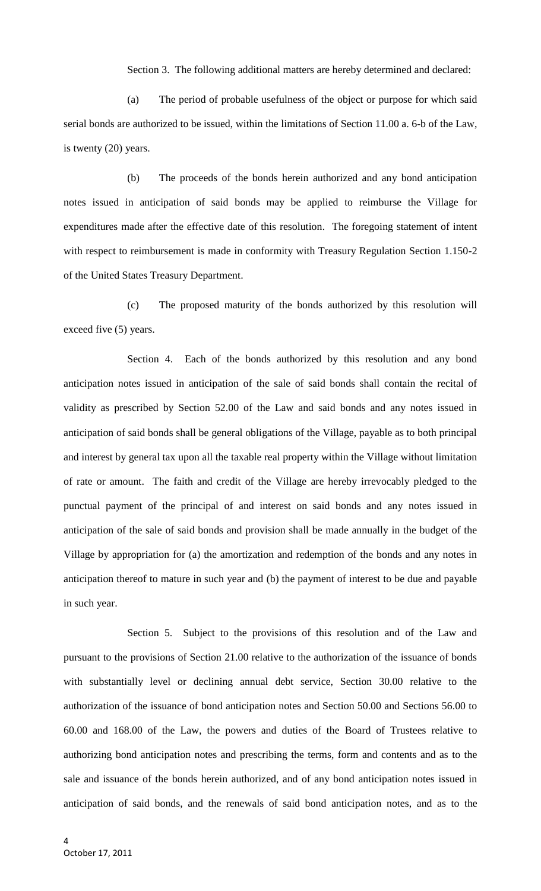Section 3. The following additional matters are hereby determined and declared:

(a) The period of probable usefulness of the object or purpose for which said serial bonds are authorized to be issued, within the limitations of Section 11.00 a. 6-b of the Law, is twenty (20) years.

(b) The proceeds of the bonds herein authorized and any bond anticipation notes issued in anticipation of said bonds may be applied to reimburse the Village for expenditures made after the effective date of this resolution. The foregoing statement of intent with respect to reimbursement is made in conformity with Treasury Regulation Section 1.150-2 of the United States Treasury Department.

(c) The proposed maturity of the bonds authorized by this resolution will exceed five (5) years.

Section 4. Each of the bonds authorized by this resolution and any bond anticipation notes issued in anticipation of the sale of said bonds shall contain the recital of validity as prescribed by Section 52.00 of the Law and said bonds and any notes issued in anticipation of said bonds shall be general obligations of the Village, payable as to both principal and interest by general tax upon all the taxable real property within the Village without limitation of rate or amount. The faith and credit of the Village are hereby irrevocably pledged to the punctual payment of the principal of and interest on said bonds and any notes issued in anticipation of the sale of said bonds and provision shall be made annually in the budget of the Village by appropriation for (a) the amortization and redemption of the bonds and any notes in anticipation thereof to mature in such year and (b) the payment of interest to be due and payable in such year.

Section 5. Subject to the provisions of this resolution and of the Law and pursuant to the provisions of Section 21.00 relative to the authorization of the issuance of bonds with substantially level or declining annual debt service, Section 30.00 relative to the authorization of the issuance of bond anticipation notes and Section 50.00 and Sections 56.00 to 60.00 and 168.00 of the Law, the powers and duties of the Board of Trustees relative to authorizing bond anticipation notes and prescribing the terms, form and contents and as to the sale and issuance of the bonds herein authorized, and of any bond anticipation notes issued in anticipation of said bonds, and the renewals of said bond anticipation notes, and as to the

October 17, 2011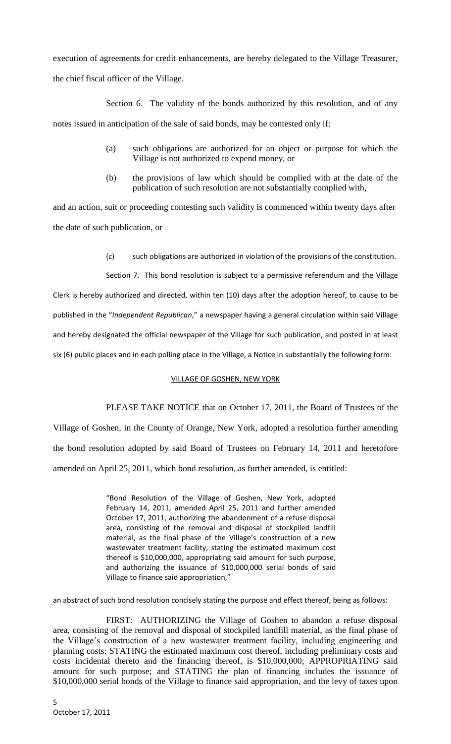execution of agreements for credit enhancements, are hereby delegated to the Village Treasurer, the chief fiscal officer of the Village.

Section 6. The validity of the bonds authorized by this resolution, and of any notes issued in anticipation of the sale of said bonds, may be contested only if:

(a) such obligations are authorized for an object or purpose for which the Village is not authorized to expend money, or

(b) the provisions of law which should be complied with at the date of the publication of such resolution are not substantially complied with,

and an action, suit or proceeding contesting such validity is commenced within twenty days after the date of such publication, or

(c) such obligations are authorized in violation of the provisions of the constitution.

Section 7. This bond resolution is subject to a permissive referendum and the Village Clerk is hereby authorized and directed, within ten (10) days after the adoption hereof, to cause to be published in the "*Independent Republican*," a newspaper having a general circulation within said Village and hereby designated the official newspaper of the Village for such publication, and posted in at least six (6) public places and in each polling place in the Village, a Notice in substantially the following form:

VILLAGE OF GOSHEN, NEW YORK

PLEASE TAKE NOTICE that on October 17, 2011, the Board of Trustees of the Village of Goshen, in the County of Orange, New York, adopted a resolution further amending the bond resolution adopted by said Board of Trustees on February 14, 2011 and heretofore amended on April 25, 2011, which bond resolution, as further amended, is entitled:

> "Bond Resolution of the Village of Goshen, New York, adopted February 14, 2011, amended April 25, 2011 and further amended October 17, 2011, authorizing the abandonment of a refuse disposal area, consisting of the removal and disposal of stockpiled landfill material, as the final phase of the Village's construction of a new wastewater treatment facility, stating the estimated maximum cost thereof is \$10,000,000, appropriating said amount for such purpose, and authorizing the issuance of \$10,000,000 serial bonds of said Village to finance said appropriation,"

an abstract of such bond resolution concisely stating the purpose and effect thereof, being as follows:

FIRST: AUTHORIZING the Village of Goshen to abandon a refuse disposal area, consisting of the removal and disposal of stockpiled landfill material, as the final phase of the Village's construction of a new wastewater treatment facility, including engineering and planning costs; STATING the estimated maximum cost thereof, including preliminary costs and costs incidental thereto and the financing thereof, is \$10,000,000; APPROPRIATING said amount for such purpose; and STATING the plan of financing includes the issuance of \$10,000,000 serial bonds of the Village to finance said appropriation, and the levy of taxes upon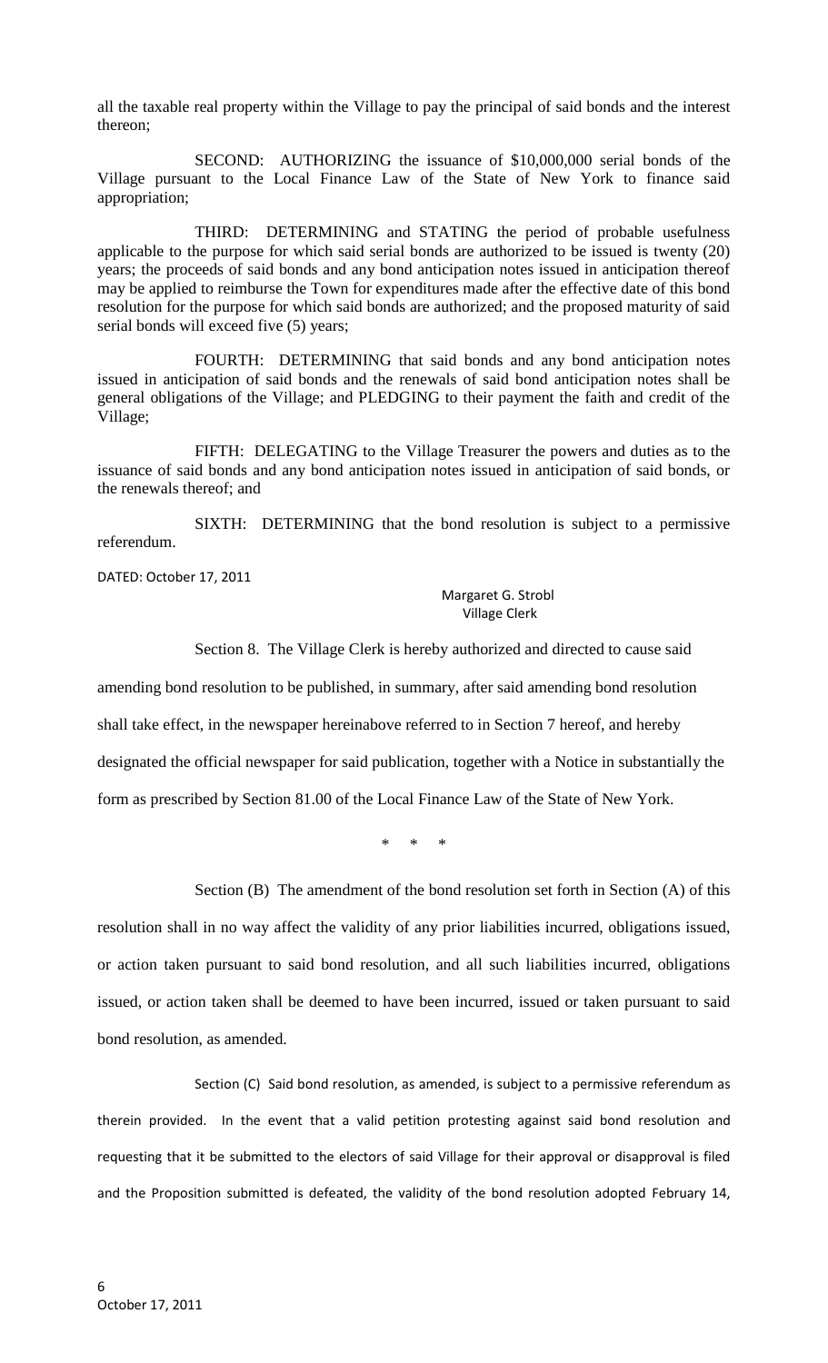all the taxable real property within the Village to pay the principal of said bonds and the interest thereon;

SECOND: AUTHORIZING the issuance of $10,000,000 serial bonds of the Village pursuant to the Local Finance Law of the State of New York to finance said appropriation;

THIRD: DETERMINING and STATING the period of probable usefulness applicable to the purpose for which said serial bonds are authorized to be issued is twenty (20) years; the proceeds of said bonds and any bond anticipation notes issued in anticipation thereof may be applied to reimburse the Town for expenditures made after the effective date of this bond resolution for the purpose for which said bonds are authorized; and the proposed maturity of said serial bonds will exceed five (5) years;

FOURTH: DETERMINING that said bonds and any bond anticipation notes issued in anticipation of said bonds and the renewals of said bond anticipation notes shall be general obligations of the Village; and PLEDGING to their payment the faith and credit of the Village;

FIFTH: DELEGATING to the Village Treasurer the powers and duties as to the issuance of said bonds and any bond anticipation notes issued in anticipation of said bonds, or the renewals thereof; and

SIXTH: DETERMINING that the bond resolution is subject to a permissive referendum.

DATED: October 17, 2011

Margaret G. Strobl
Village Clerk

Section 8. The Village Clerk is hereby authorized and directed to cause said amending bond resolution to be published, in summary, after said amending bond resolution shall take effect, in the newspaper hereinabove referred to in Section 7 hereof, and hereby designated the official newspaper for said publication, together with a Notice in substantially the form as prescribed by Section 81.00 of the Local Finance Law of the State of New York.

\* \* \*

Section (B) The amendment of the bond resolution set forth in Section (A) of this resolution shall in no way affect the validity of any prior liabilities incurred, obligations issued, or action taken pursuant to said bond resolution, and all such liabilities incurred, obligations issued, or action taken shall be deemed to have been incurred, issued or taken pursuant to said bond resolution, as amended.

Section (C) Said bond resolution, as amended, is subject to a permissive referendum as therein provided. In the event that a valid petition protesting against said bond resolution and requesting that it be submitted to the electors of said Village for their approval or disapproval is filed and the Proposition submitted is defeated, the validity of the bond resolution adopted February 14,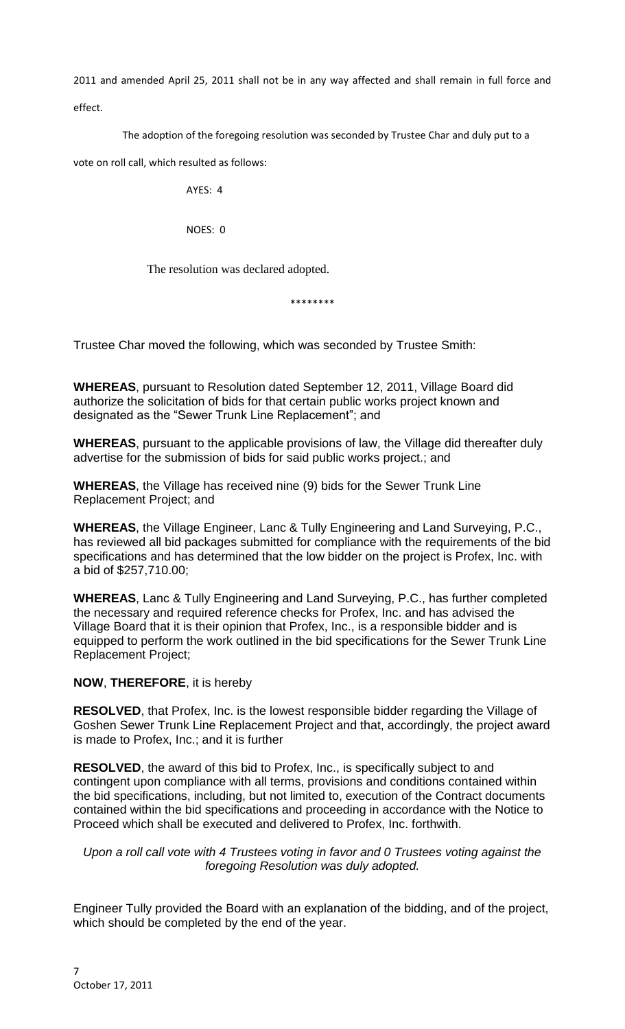2011 and amended April 25, 2011 shall not be in any way affected and shall remain in full force and effect.

The adoption of the foregoing resolution was seconded by Trustee Char and duly put to a vote on roll call, which resulted as follows:

AYES: 4

NOES: 0

The resolution was declared adopted.

********

Trustee Char moved the following, which was seconded by Trustee Smith:

**WHEREAS**, pursuant to Resolution dated September 12, 2011, Village Board did authorize the solicitation of bids for that certain public works project known and designated as the "Sewer Trunk Line Replacement"; and

**WHEREAS**, pursuant to the applicable provisions of law, the Village did thereafter duly advertise for the submission of bids for said public works project.; and

**WHEREAS**, the Village has received nine (9) bids for the Sewer Trunk Line Replacement Project; and

**WHEREAS**, the Village Engineer, Lanc & Tully Engineering and Land Surveying, P.C., has reviewed all bid packages submitted for compliance with the requirements of the bid specifications and has determined that the low bidder on the project is Profex, Inc. with a bid of $257,710.00;

**WHEREAS**, Lanc & Tully Engineering and Land Surveying, P.C., has further completed the necessary and required reference checks for Profex, Inc. and has advised the Village Board that it is their opinion that Profex, Inc., is a responsible bidder and is equipped to perform the work outlined in the bid specifications for the Sewer Trunk Line Replacement Project;

**NOW**, **THEREFORE**, it is hereby

**RESOLVED**, that Profex, Inc. is the lowest responsible bidder regarding the Village of Goshen Sewer Trunk Line Replacement Project and that, accordingly, the project award is made to Profex, Inc.; and it is further

**RESOLVED**, the award of this bid to Profex, Inc., is specifically subject to and contingent upon compliance with all terms, provisions and conditions contained within the bid specifications, including, but not limited to, execution of the Contract documents contained within the bid specifications and proceeding in accordance with the Notice to Proceed which shall be executed and delivered to Profex, Inc. forthwith.

*Upon a roll call vote with 4 Trustees voting in favor and 0 Trustees voting against the foregoing Resolution was duly adopted.*

Engineer Tully provided the Board with an explanation of the bidding, and of the project, which should be completed by the end of the year.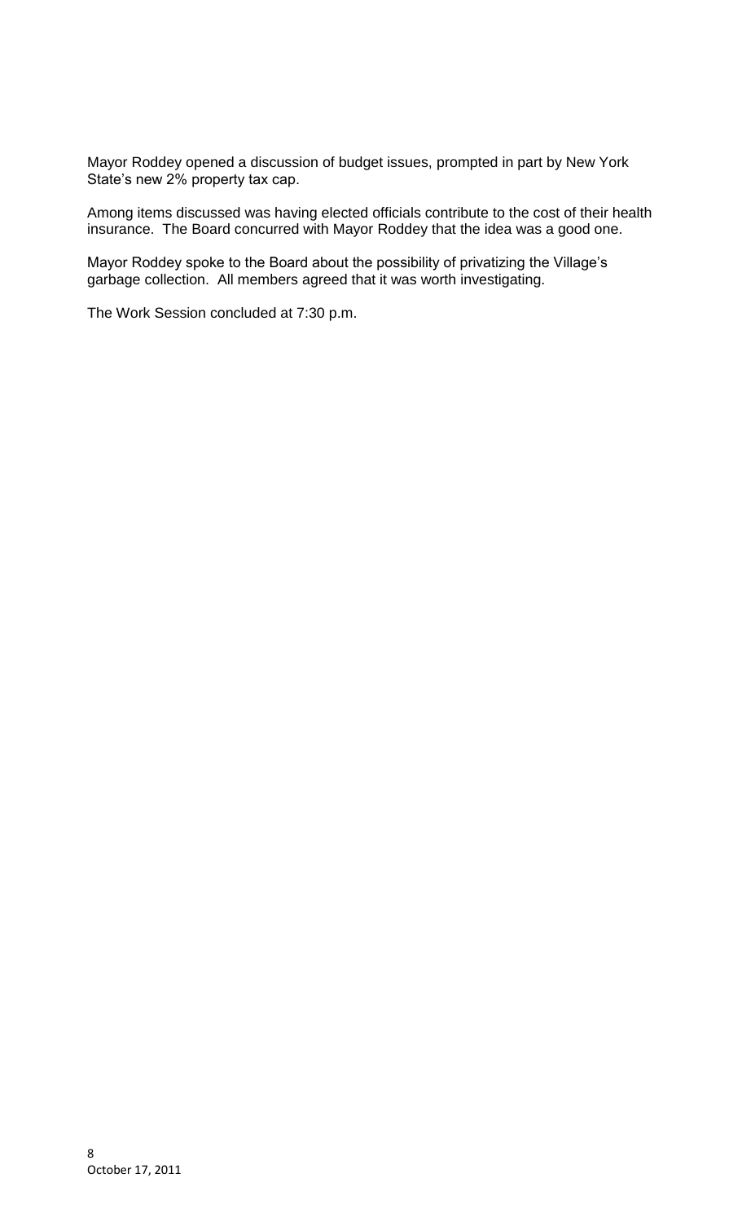Mayor Roddey opened a discussion of budget issues, prompted in part by New York State's new 2% property tax cap.

Among items discussed was having elected officials contribute to the cost of their health insurance. The Board concurred with Mayor Roddey that the idea was a good one.

Mayor Roddey spoke to the Board about the possibility of privatizing the Village's garbage collection. All members agreed that it was worth investigating.

The Work Session concluded at 7:30 p.m.